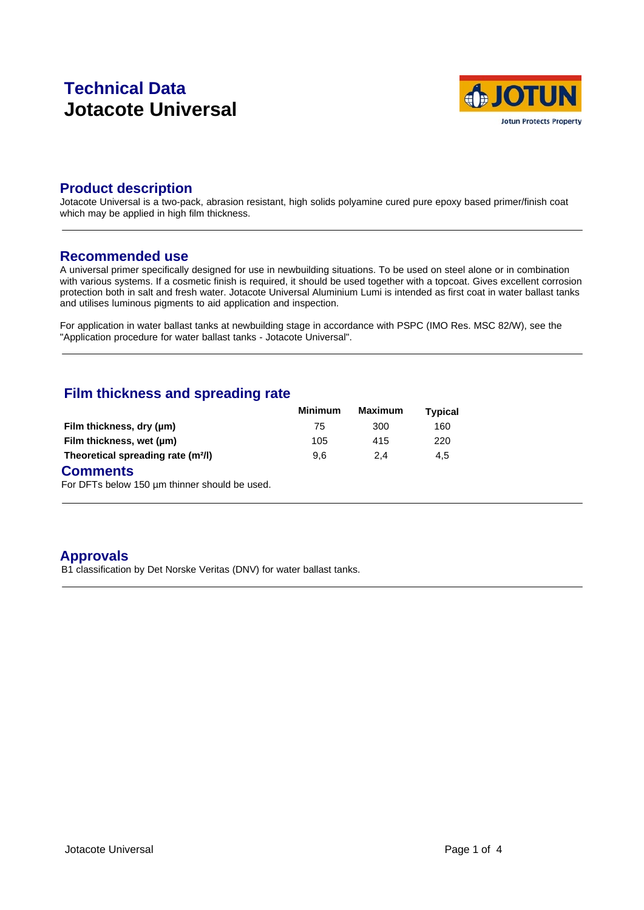# Technical Data

# Jotacote Universal

## Product description

Jotacote Universal is a two-pack, abrasion resistant, high solids polyamine cured pure epoxy based primer/finish coat which may be applied in high film thickness.

## Recommended use

A universal primer specifically designed for use in newbuilding situations. To be used on steel alone or in combination with various systems. If a cosmetic finish is required, it should be used together with a topcoat. Gives excellent corrosion protection both in salt and fresh water. Jotacote Universal Aluminium Lumi is intended as first coat in water ballast tanks and utilises luminous pigments to aid application and inspection.

For application in water ballast tanks at newbuilding stage in accordance with PSPC (IMO Res. MSC 82/W), see the "Application procedure for water ballast tanks - Jotacote Universal".

## Film thickness and spreading rate

| | Minimum | Maximum | Typical |
|---|---|---|---|
| **Film thickness, dry (µm)** | 75 | 300 | 160 |
| **Film thickness, wet (µm)** | 105 | 415 | 220 |
| **Theoretical spreading rate (m²/l)** | 9,6 | 2,4 | 4,5 |

## Comments

For DFTs below 150 µm thinner should be used.

## Approvals

B1 classification by Det Norske Veritas (DNV) for water ballast tanks.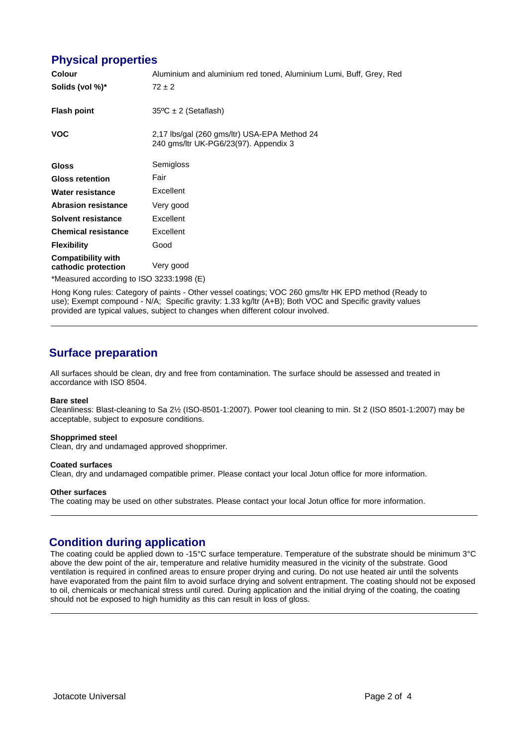## Physical properties

| | |
|---|---|
| **Colour** | Aluminium and aluminium red toned, Aluminium Lumi, Buff, Grey, Red |
| **Solids (vol %)*** | 72 ± 2 |
| **Flash point** | 35ºC ± 2 (Setaflash) |
| **VOC** | 2,17 lbs/gal (260 gms/ltr) USA-EPA Method 24<br>240 gms/ltr UK-PG6/23(97). Appendix 3 |
| **Gloss** | Semigloss |
| **Gloss retention** | Fair |
| **Water resistance** | Excellent |
| **Abrasion resistance** | Very good |
| **Solvent resistance** | Excellent |
| **Chemical resistance** | Excellent |
| **Flexibility** | Good |
| **Compatibility with cathodic protection** | Very good |

*Measured according to ISO 3233:1998 (E)

Hong Kong rules: Category of paints - Other vessel coatings; VOC 260 gms/ltr HK EPD method (Ready to use); Exempt compound - N/A; Specific gravity: 1.33 kg/ltr (A+B); Both VOC and Specific gravity values provided are typical values, subject to changes when different colour involved.

---

## Surface preparation

All surfaces should be clean, dry and free from contamination. The surface should be assessed and treated in accordance with ISO 8504.

**Bare steel**
Cleanliness: Blast-cleaning to Sa 2½ (ISO-8501-1:2007). Power tool cleaning to min. St 2 (ISO 8501-1:2007) may be acceptable, subject to exposure conditions.

**Shopprimed steel**
Clean, dry and undamaged approved shopprimer.

**Coated surfaces**
Clean, dry and undamaged compatible primer. Please contact your local Jotun office for more information.

**Other surfaces**
The coating may be used on other substrates. Please contact your local Jotun office for more information.

---

## Condition during application

The coating could be applied down to -15°C surface temperature. Temperature of the substrate should be minimum 3°C above the dew point of the air, temperature and relative humidity measured in the vicinity of the substrate. Good ventilation is required in confined areas to ensure proper drying and curing. Do not use heated air until the solvents have evaporated from the paint film to avoid surface drying and solvent entrapment. The coating should not be exposed to oil, chemicals or mechanical stress until cured. During application and the initial drying of the coating, the coating should not be exposed to high humidity as this can result in loss of gloss.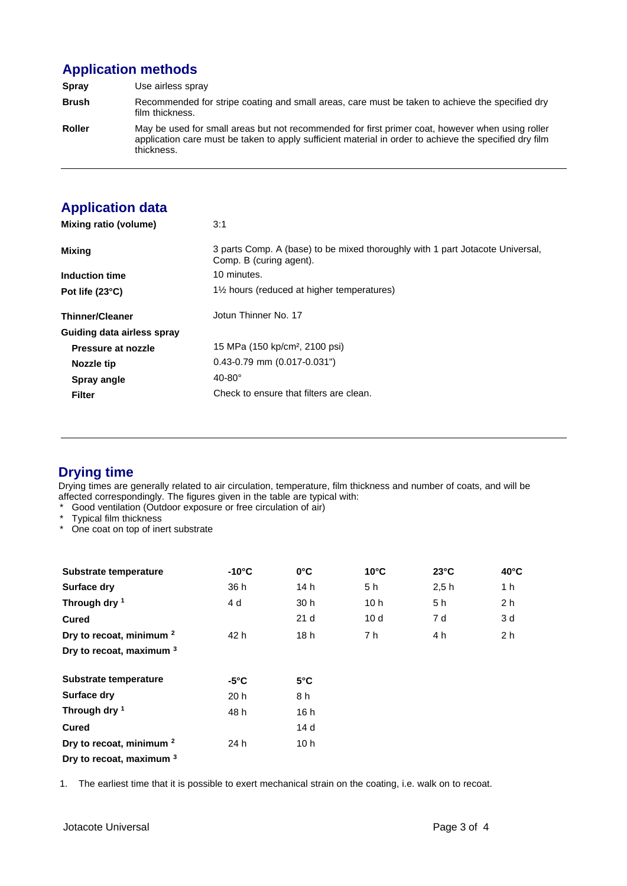## Application methods

| | |
|---|---|
| **Spray** | Use airless spray |
| **Brush** | Recommended for stripe coating and small areas, care must be taken to achieve the specified dry film thickness. |
| **Roller** | May be used for small areas but not recommended for first primer coat, however when using roller application care must be taken to apply sufficient material in order to achieve the specified dry film thickness. |

## Application data

| | |
|---|---|
| **Mixing ratio (volume)** | 3:1 |
| **Mixing** | 3 parts Comp. A (base) to be mixed thoroughly with 1 part Jotacote Universal, Comp. B (curing agent). |
| **Induction time** | 10 minutes. |
| **Pot life (23°C)** | 1½ hours (reduced at higher temperatures) |
| **Thinner/Cleaner** | Jotun Thinner No. 17 |
| **Guiding data airless spray** | |
| **Pressure at nozzle** | 15 MPa (150 kp/cm², 2100 psi) |
| **Nozzle tip** | 0.43-0.79 mm (0.017-0.031") |
| **Spray angle** | 40-80° |
| **Filter** | Check to ensure that filters are clean. |

## Drying time

Drying times are generally related to air circulation, temperature, film thickness and number of coats, and will be affected correspondingly. The figures given in the table are typical with:

* Good ventilation (Outdoor exposure or free circulation of air)
* Typical film thickness
* One coat on top of inert substrate

| **Substrate temperature** | **-10°C** | **0°C** | **10°C** | **23°C** | **40°C** |
|---|---|---|---|---|---|
| **Surface dry** | 36 h | 14 h | 5 h | 2,5 h | 1 h |
| **Through dry** [1] | 4 d | 30 h | 10 h | 5 h | 2 h |
| **Cured** | | 21 d | 10 d | 7 d | 3 d |
| **Dry to recoat, minimum** [2] | 42 h | 18 h | 7 h | 4 h | 2 h |
| **Dry to recoat, maximum** [3] | | | | | |

| **Substrate temperature** | **-5°C** | **5°C** |
|---|---|---|
| **Surface dry** | 20 h | 8 h |
| **Through dry** [1] | 48 h | 16 h |
| **Cured** | | 14 d |
| **Dry to recoat, minimum** [2] | 24 h | 10 h |
| **Dry to recoat, maximum** [3] | | |

1. The earliest time that it is possible to exert mechanical strain on the coating, i.e. walk on to recoat.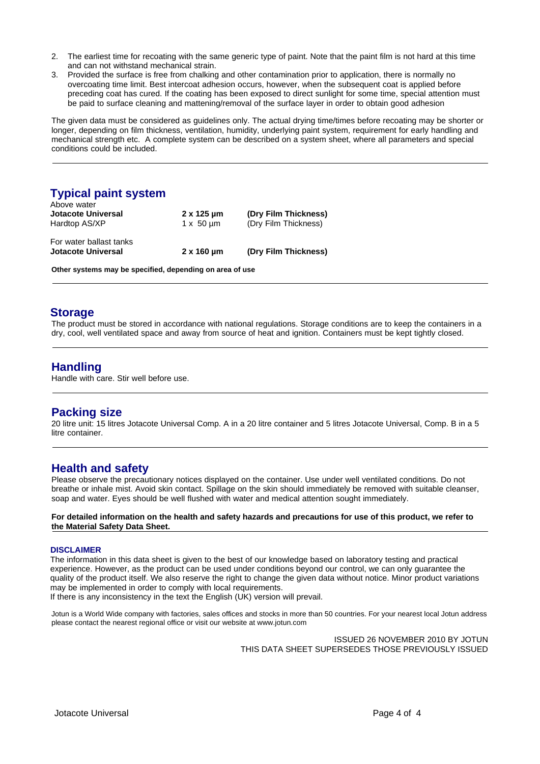2. The earliest time for recoating with the same generic type of paint. Note that the paint film is not hard at this time and can not withstand mechanical strain.
3. Provided the surface is free from chalking and other contamination prior to application, there is normally no overcoating time limit. Best intercoat adhesion occurs, however, when the subsequent coat is applied before preceding coat has cured. If the coating has been exposed to direct sunlight for some time, special attention must be paid to surface cleaning and mattening/removal of the surface layer in order to obtain good adhesion

The given data must be considered as guidelines only. The actual drying time/times before recoating may be shorter or longer, depending on film thickness, ventilation, humidity, underlying paint system, requirement for early handling and mechanical strength etc. A complete system can be described on a system sheet, where all parameters and special conditions could be included.

## Typical paint system

| | | |
|---|---|---|
| Above water | | |
| **Jotacote Universal** | **2 x 125 µm** | **(Dry Film Thickness)** |
| Hardtop AS/XP | 1 x 50 µm | (Dry Film Thickness) |
| For water ballast tanks | | |
| **Jotacote Universal** | **2 x 160 µm** | **(Dry Film Thickness)** |

**Other systems may be specified, depending on area of use**

## Storage

The product must be stored in accordance with national regulations. Storage conditions are to keep the containers in a dry, cool, well ventilated space and away from source of heat and ignition. Containers must be kept tightly closed.

## Handling

Handle with care. Stir well before use.

## Packing size

20 litre unit: 15 litres Jotacote Universal Comp. A in a 20 litre container and 5 litres Jotacote Universal, Comp. B in a 5 litre container.

## Health and safety

Please observe the precautionary notices displayed on the container. Use under well ventilated conditions. Do not breathe or inhale mist. Avoid skin contact. Spillage on the skin should immediately be removed with suitable cleanser, soap and water. Eyes should be well flushed with water and medical attention sought immediately.

**For detailed information on the health and safety hazards and precautions for use of this product, we refer to the Material Safety Data Sheet.**

#### DISCLAIMER

The information in this data sheet is given to the best of our knowledge based on laboratory testing and practical experience. However, as the product can be used under conditions beyond our control, we can only guarantee the quality of the product itself. We also reserve the right to change the given data without notice. Minor product variations may be implemented in order to comply with local requirements.
If there is any inconsistency in the text the English (UK) version will prevail.

Jotun is a World Wide company with factories, sales offices and stocks in more than 50 countries. For your nearest local Jotun address please contact the nearest regional office or visit our website at www.jotun.com

ISSUED 26 NOVEMBER 2010 BY JOTUN
THIS DATA SHEET SUPERSEDES THOSE PREVIOUSLY ISSUED